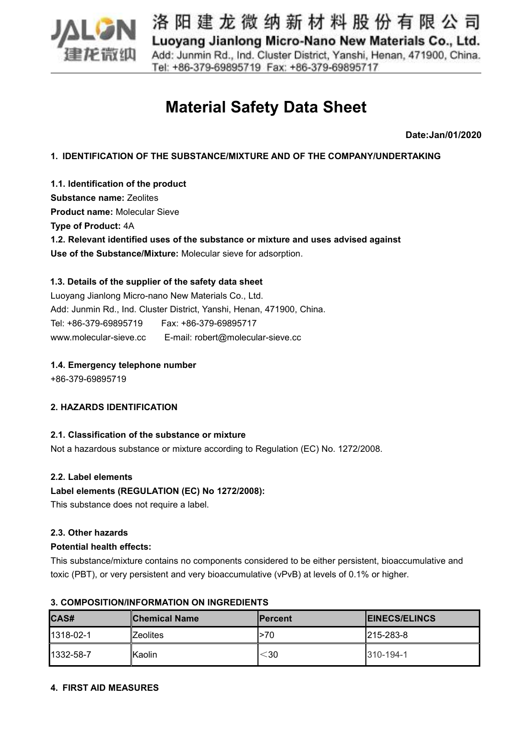洛阳建龙微纳新材料股份有限公司
Luoyang Jianlong Micro-Nano New Materials Co., Ltd.
Add: Junmin Rd., Ind. Cluster District, Yanshi, Henan, 471900, China.
Tel: +86-379-69895719 Fax: +86-379-69895717

# Material Safety Data Sheet

**Date:Jan/01/2020**

## 1. IDENTIFICATION OF THE SUBSTANCE/MIXTURE AND OF THE COMPANY/UNDERTAKING

### 1.1. Identification of the product

**Substance name:** Zeolites

**Product name:** Molecular Sieve

**Type of Product:** 4A

### 1.2. Relevant identified uses of the substance or mixture and uses advised against

**Use of the Substance/Mixture:** Molecular sieve for adsorption.

### 1.3. Details of the supplier of the safety data sheet

Luoyang Jianlong Micro-nano New Materials Co., Ltd.
Add: Junmin Rd., Ind. Cluster District, Yanshi, Henan, 471900, China.
Tel: +86-379-69895719 Fax: +86-379-69895717
www.molecular-sieve.cc E-mail: robert@molecular-sieve.cc

### 1.4. Emergency telephone number

+86-379-69895719

## 2. HAZARDS IDENTIFICATION

### 2.1. Classification of the substance or mixture

Not a hazardous substance or mixture according to Regulation (EC) No. 1272/2008.

### 2.2. Label elements

**Label elements (REGULATION (EC) No 1272/2008):**

This substance does not require a label.

### 2.3. Other hazards

**Potential health effects:**

This substance/mixture contains no components considered to be either persistent, bioaccumulative and toxic (PBT), or very persistent and very bioaccumulative (vPvB) at levels of 0.1% or higher.

## 3. COMPOSITION/INFORMATION ON INGREDIENTS

| CAS# | Chemical Name | Percent | EINECS/ELINCS |
|---|---|---|---|
| 1318-02-1 | Zeolites | >70 | 215-283-8 |
| 1332-58-7 | Kaolin | ＜30 | 310-194-1 |

## 4. FIRST AID MEASURES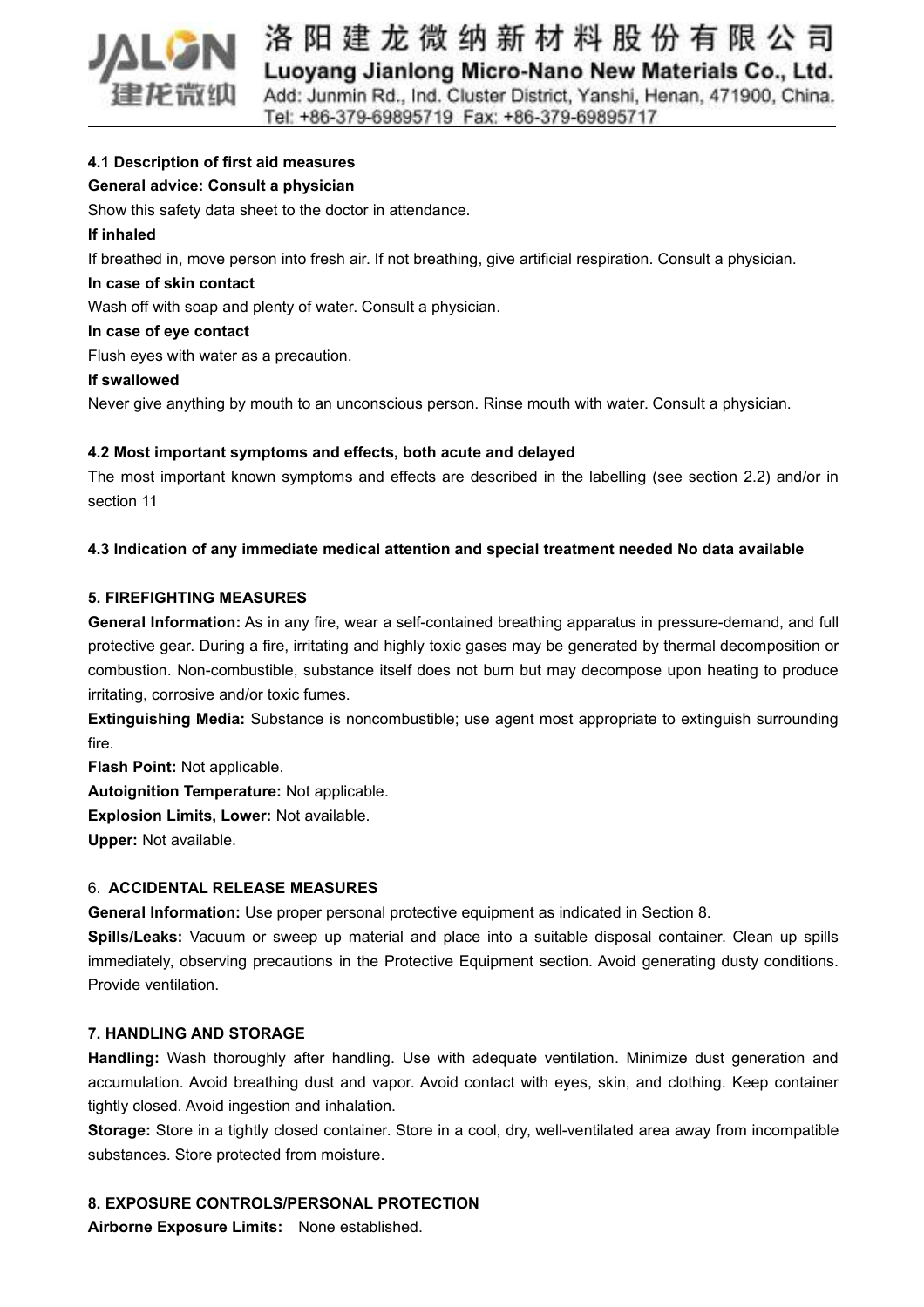**4.1 Description of first aid measures**

**General advice: Consult a physician**

Show this safety data sheet to the doctor in attendance.

**If inhaled**

If breathed in, move person into fresh air. If not breathing, give artificial respiration. Consult a physician.

**In case of skin contact**

Wash off with soap and plenty of water. Consult a physician.

**In case of eye contact**

Flush eyes with water as a precaution.

**If swallowed**

Never give anything by mouth to an unconscious person. Rinse mouth with water. Consult a physician.

**4.2 Most important symptoms and effects, both acute and delayed**

The most important known symptoms and effects are described in the labelling (see section 2.2) and/or in section 11

**4.3 Indication of any immediate medical attention and special treatment needed No data available**

## 5. FIREFIGHTING MEASURES

**General Information:** As in any fire, wear a self-contained breathing apparatus in pressure-demand, and full protective gear. During a fire, irritating and highly toxic gases may be generated by thermal decomposition or combustion. Non-combustible, substance itself does not burn but may decompose upon heating to produce irritating, corrosive and/or toxic fumes.

**Extinguishing Media:** Substance is noncombustible; use agent most appropriate to extinguish surrounding fire.

**Flash Point:** Not applicable.

**Autoignition Temperature:** Not applicable.

**Explosion Limits, Lower:** Not available.

**Upper:** Not available.

## 6. ACCIDENTAL RELEASE MEASURES

**General Information:** Use proper personal protective equipment as indicated in Section 8.

**Spills/Leaks:** Vacuum or sweep up material and place into a suitable disposal container. Clean up spills immediately, observing precautions in the Protective Equipment section. Avoid generating dusty conditions. Provide ventilation.

## 7. HANDLING AND STORAGE

**Handling:** Wash thoroughly after handling. Use with adequate ventilation. Minimize dust generation and accumulation. Avoid breathing dust and vapor. Avoid contact with eyes, skin, and clothing. Keep container tightly closed. Avoid ingestion and inhalation.

**Storage:** Store in a tightly closed container. Store in a cool, dry, well-ventilated area away from incompatible substances. Store protected from moisture.

## 8. EXPOSURE CONTROLS/PERSONAL PROTECTION

**Airborne Exposure Limits:** None established.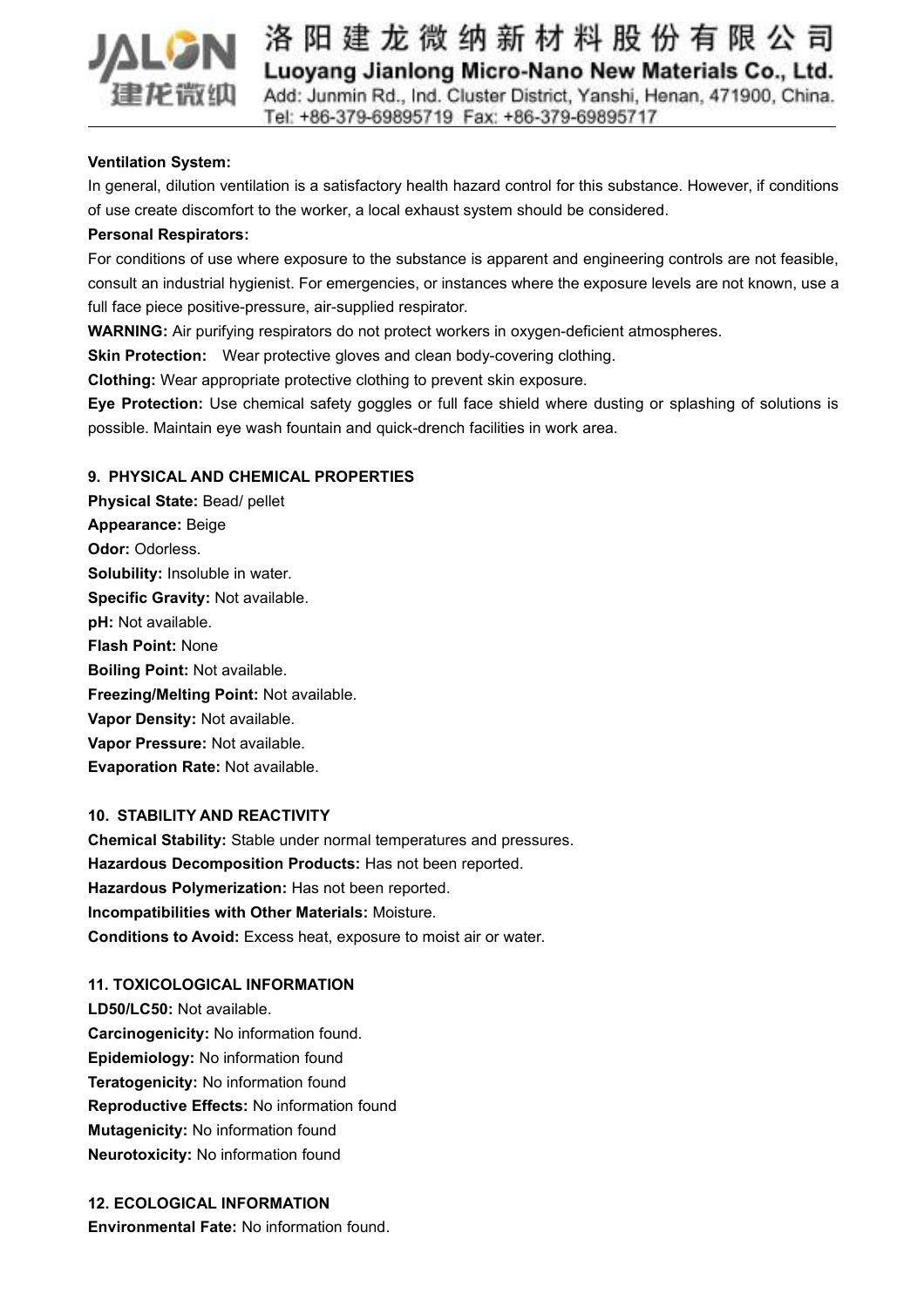**Ventilation System:**

In general, dilution ventilation is a satisfactory health hazard control for this substance. However, if conditions of use create discomfort to the worker, a local exhaust system should be considered.

**Personal Respirators:**

For conditions of use where exposure to the substance is apparent and engineering controls are not feasible, consult an industrial hygienist. For emergencies, or instances where the exposure levels are not known, use a full face piece positive-pressure, air-supplied respirator.

**WARNING:** Air purifying respirators do not protect workers in oxygen-deficient atmospheres.

**Skin Protection:** Wear protective gloves and clean body-covering clothing.

**Clothing:** Wear appropriate protective clothing to prevent skin exposure.

**Eye Protection:** Use chemical safety goggles or full face shield where dusting or splashing of solutions is possible. Maintain eye wash fountain and quick-drench facilities in work area.

## 9. PHYSICAL AND CHEMICAL PROPERTIES

**Physical State:** Bead/ pellet

**Appearance:** Beige

**Odor:** Odorless.

**Solubility:** Insoluble in water.

**Specific Gravity:** Not available.

**pH:** Not available.

**Flash Point:** None

**Boiling Point:** Not available.

**Freezing/Melting Point:** Not available.

**Vapor Density:** Not available.

**Vapor Pressure:** Not available.

**Evaporation Rate:** Not available.

## 10. STABILITY AND REACTIVITY

**Chemical Stability:** Stable under normal temperatures and pressures.

**Hazardous Decomposition Products:** Has not been reported.

**Hazardous Polymerization:** Has not been reported.

**Incompatibilities with Other Materials:** Moisture.

**Conditions to Avoid:** Excess heat, exposure to moist air or water.

## 11. TOXICOLOGICAL INFORMATION

**LD50/LC50:** Not available.

**Carcinogenicity:** No information found.

**Epidemiology:** No information found

**Teratogenicity:** No information found

**Reproductive Effects:** No information found

**Mutagenicity:** No information found

**Neurotoxicity:** No information found

## 12. ECOLOGICAL INFORMATION

**Environmental Fate:** No information found.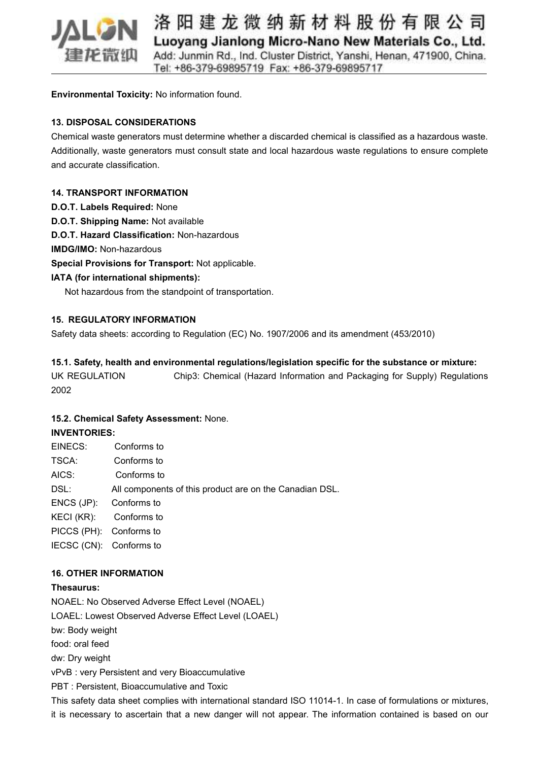**Environmental Toxicity:** No information found.

## 13. DISPOSAL CONSIDERATIONS

Chemical waste generators must determine whether a discarded chemical is classified as a hazardous waste. Additionally, waste generators must consult state and local hazardous waste regulations to ensure complete and accurate classification.

## 14. TRANSPORT INFORMATION

**D.O.T. Labels Required:** None

**D.O.T. Shipping Name:** Not available

**D.O.T. Hazard Classification:** Non-hazardous

**IMDG/IMO:** Non-hazardous

**Special Provisions for Transport:** Not applicable.

**IATA (for international shipments):**

Not hazardous from the standpoint of transportation.

## 15. REGULATORY INFORMATION

Safety data sheets: according to Regulation (EC) No. 1907/2006 and its amendment (453/2010)

### 15.1. Safety, health and environmental regulations/legislation specific for the substance or mixture:

UK REGULATION Chip3: Chemical (Hazard Information and Packaging for Supply) Regulations 2002

### 15.2. Chemical Safety Assessment: None.

**INVENTORIES:**

| | |
|---|---|
| EINECS: | Conforms to |
| TSCA: | Conforms to |
| AICS: | Conforms to |
| DSL: | All components of this product are on the Canadian DSL. |
| ENCS (JP): | Conforms to |
| KECI (KR): | Conforms to |
| PICCS (PH): | Conforms to |
| IECSC (CN): | Conforms to |

## 16. OTHER INFORMATION

**Thesaurus:**

NOAEL: No Observed Adverse Effect Level (NOAEL)

LOAEL: Lowest Observed Adverse Effect Level (LOAEL)

bw: Body weight

food: oral feed

dw: Dry weight

vPvB : very Persistent and very Bioaccumulative

PBT : Persistent, Bioaccumulative and Toxic

This safety data sheet complies with international standard ISO 11014-1. In case of formulations or mixtures, it is necessary to ascertain that a new danger will not appear. The information contained is based on our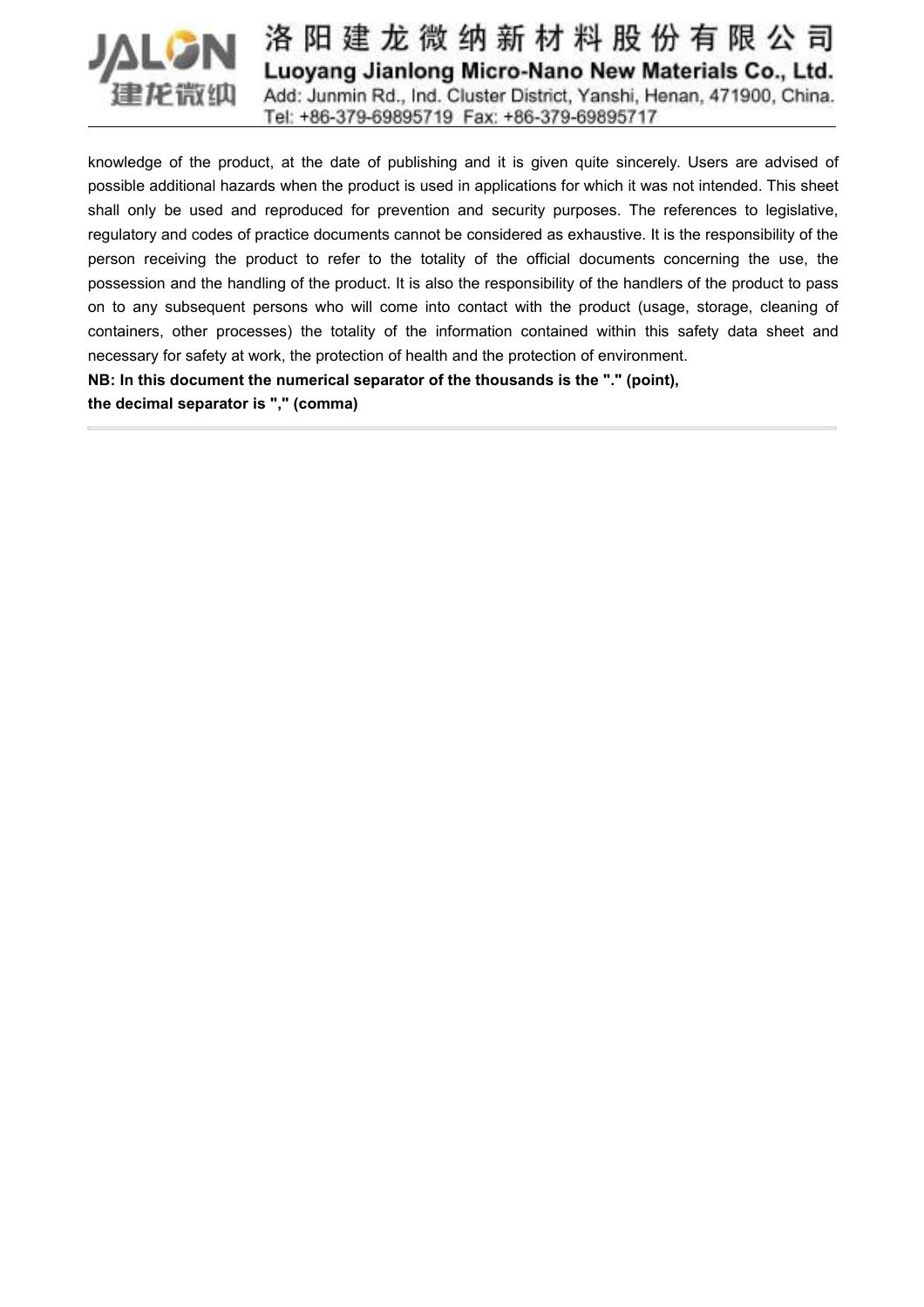knowledge of the product, at the date of publishing and it is given quite sincerely. Users are advised of possible additional hazards when the product is used in applications for which it was not intended. This sheet shall only be used and reproduced for prevention and security purposes. The references to legislative, regulatory and codes of practice documents cannot be considered as exhaustive. It is the responsibility of the person receiving the product to refer to the totality of the official documents concerning the use, the possession and the handling of the product. It is also the responsibility of the handlers of the product to pass on to any subsequent persons who will come into contact with the product (usage, storage, cleaning of containers, other processes) the totality of the information contained within this safety data sheet and necessary for safety at work, the protection of health and the protection of environment.

**NB: In this document the numerical separator of the thousands is the "." (point), the decimal separator is "," (comma)**